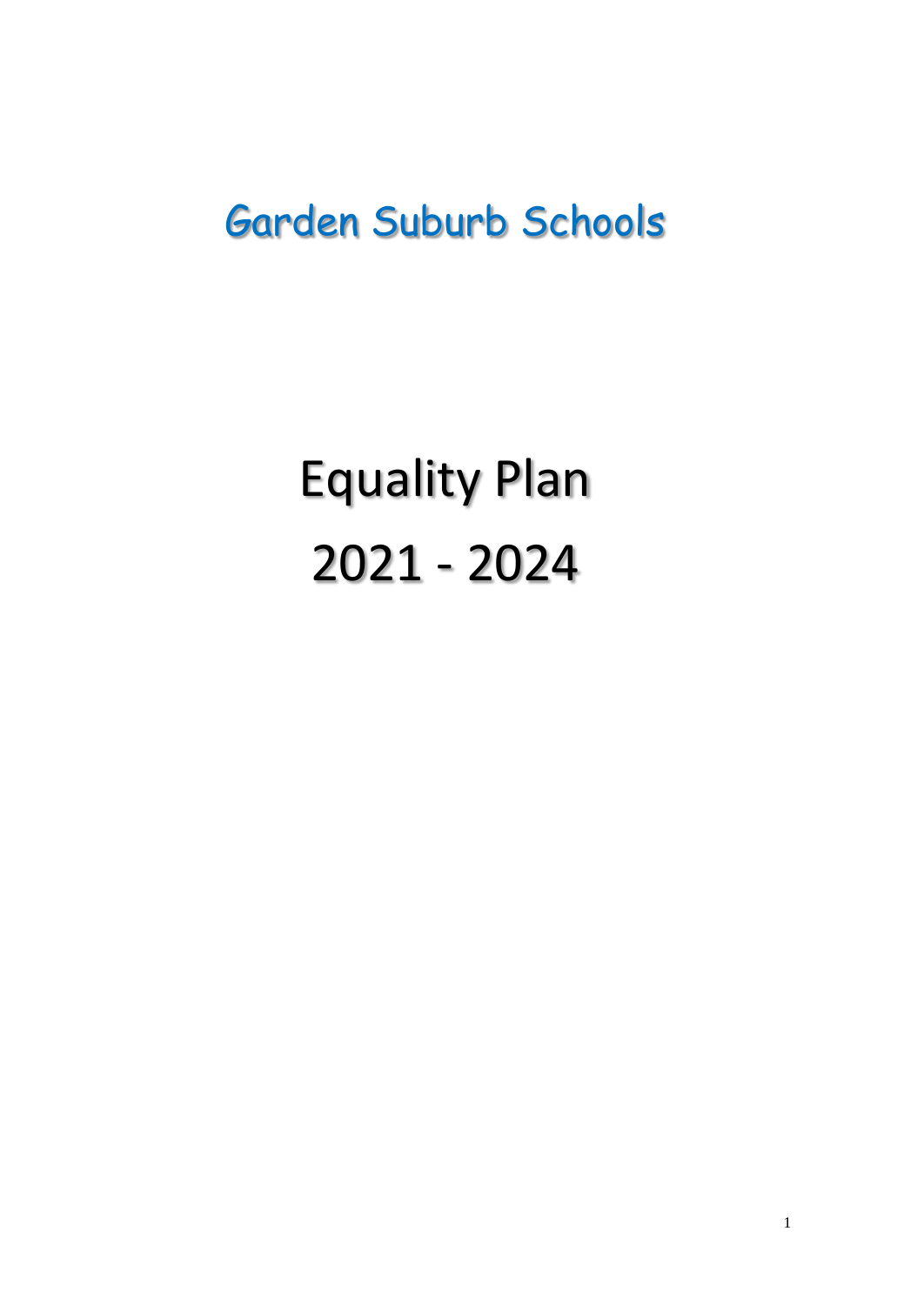# Garden Suburb Schools

# Equality Plan

# 2021 - 2024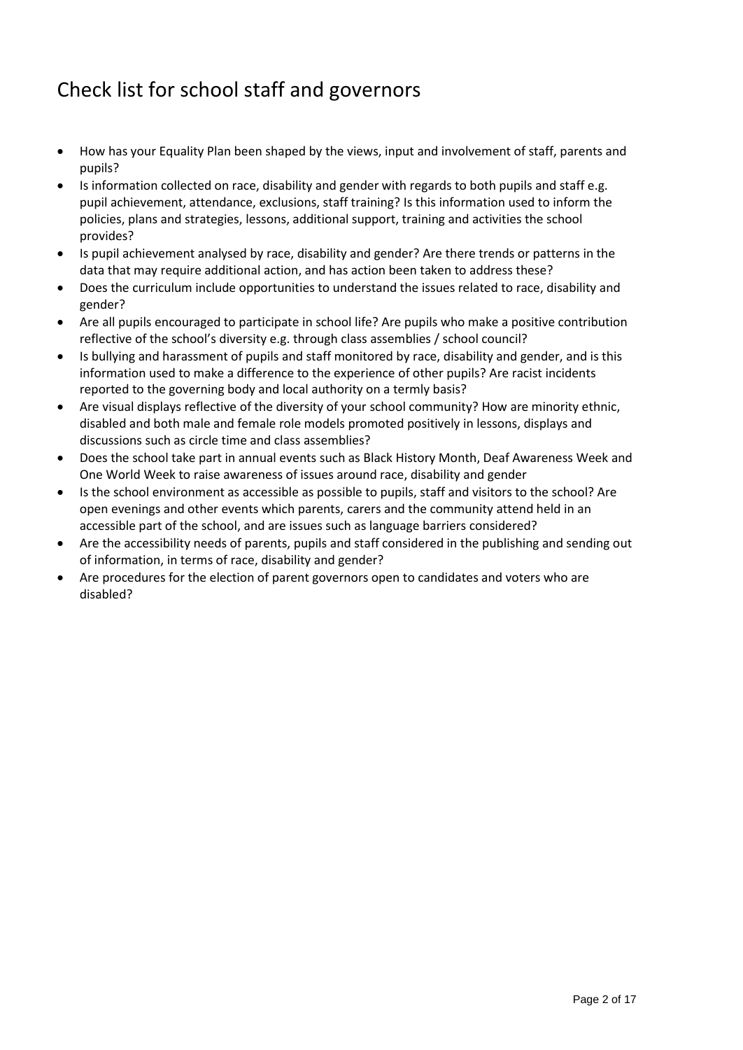# Check list for school staff and governors

- How has your Equality Plan been shaped by the views, input and involvement of staff, parents and pupils?
- Is information collected on race, disability and gender with regards to both pupils and staff e.g. pupil achievement, attendance, exclusions, staff training? Is this information used to inform the policies, plans and strategies, lessons, additional support, training and activities the school provides?
- Is pupil achievement analysed by race, disability and gender? Are there trends or patterns in the data that may require additional action, and has action been taken to address these?
- Does the curriculum include opportunities to understand the issues related to race, disability and gender?
- Are all pupils encouraged to participate in school life? Are pupils who make a positive contribution reflective of the school's diversity e.g. through class assemblies / school council?
- Is bullying and harassment of pupils and staff monitored by race, disability and gender, and is this information used to make a difference to the experience of other pupils? Are racist incidents reported to the governing body and local authority on a termly basis?
- Are visual displays reflective of the diversity of your school community? How are minority ethnic, disabled and both male and female role models promoted positively in lessons, displays and discussions such as circle time and class assemblies?
- Does the school take part in annual events such as Black History Month, Deaf Awareness Week and One World Week to raise awareness of issues around race, disability and gender
- Is the school environment as accessible as possible to pupils, staff and visitors to the school? Are open evenings and other events which parents, carers and the community attend held in an accessible part of the school, and are issues such as language barriers considered?
- Are the accessibility needs of parents, pupils and staff considered in the publishing and sending out of information, in terms of race, disability and gender?
- Are procedures for the election of parent governors open to candidates and voters who are disabled?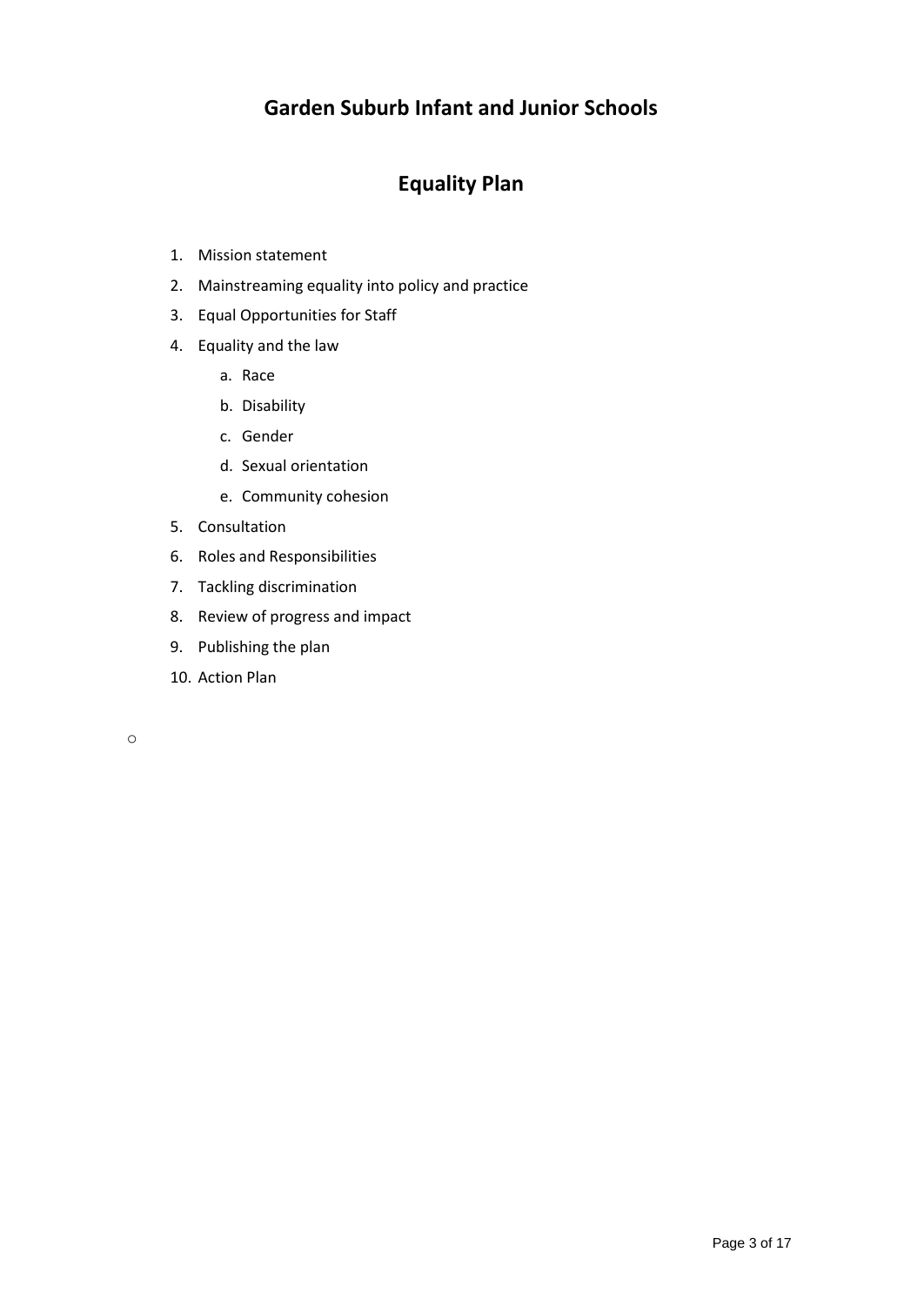# Garden Suburb Infant and Junior Schools

## Equality Plan

1. Mission statement
2. Mainstreaming equality into policy and practice
3. Equal Opportunities for Staff
4. Equality and the law
   a. Race
   b. Disability
   c. Gender
   d. Sexual orientation
   e. Community cohesion
5. Consultation
6. Roles and Responsibilities
7. Tackling discrimination
8. Review of progress and impact
9. Publishing the plan
10. Action Plan

o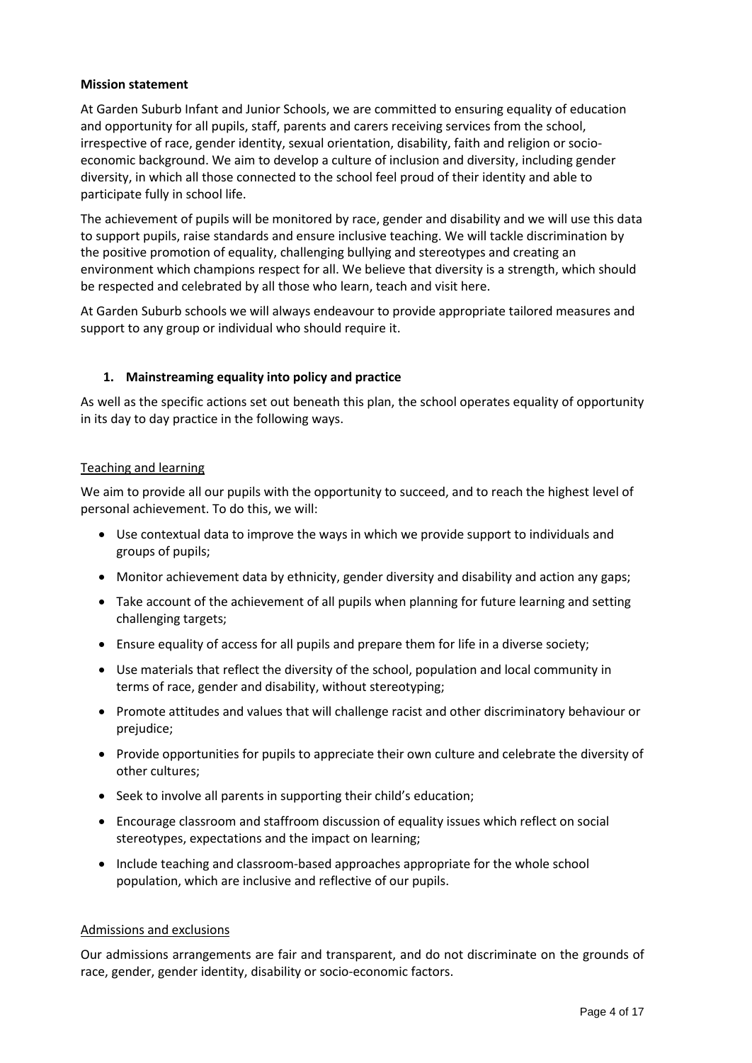**Mission statement**

At Garden Suburb Infant and Junior Schools, we are committed to ensuring equality of education and opportunity for all pupils, staff, parents and carers receiving services from the school, irrespective of race, gender identity, sexual orientation, disability, faith and religion or socio-economic background. We aim to develop a culture of inclusion and diversity, including gender diversity, in which all those connected to the school feel proud of their identity and able to participate fully in school life.

The achievement of pupils will be monitored by race, gender and disability and we will use this data to support pupils, raise standards and ensure inclusive teaching. We will tackle discrimination by the positive promotion of equality, challenging bullying and stereotypes and creating an environment which champions respect for all. We believe that diversity is a strength, which should be respected and celebrated by all those who learn, teach and visit here.

At Garden Suburb schools we will always endeavour to provide appropriate tailored measures and support to any group or individual who should require it.

## 1. Mainstreaming equality into policy and practice

As well as the specific actions set out beneath this plan, the school operates equality of opportunity in its day to day practice in the following ways.

### Teaching and learning

We aim to provide all our pupils with the opportunity to succeed, and to reach the highest level of personal achievement. To do this, we will:

- Use contextual data to improve the ways in which we provide support to individuals and groups of pupils;
- Monitor achievement data by ethnicity, gender diversity and disability and action any gaps;
- Take account of the achievement of all pupils when planning for future learning and setting challenging targets;
- Ensure equality of access for all pupils and prepare them for life in a diverse society;
- Use materials that reflect the diversity of the school, population and local community in terms of race, gender and disability, without stereotyping;
- Promote attitudes and values that will challenge racist and other discriminatory behaviour or prejudice;
- Provide opportunities for pupils to appreciate their own culture and celebrate the diversity of other cultures;
- Seek to involve all parents in supporting their child's education;
- Encourage classroom and staffroom discussion of equality issues which reflect on social stereotypes, expectations and the impact on learning;
- Include teaching and classroom-based approaches appropriate for the whole school population, which are inclusive and reflective of our pupils.

### Admissions and exclusions

Our admissions arrangements are fair and transparent, and do not discriminate on the grounds of race, gender, gender identity, disability or socio-economic factors.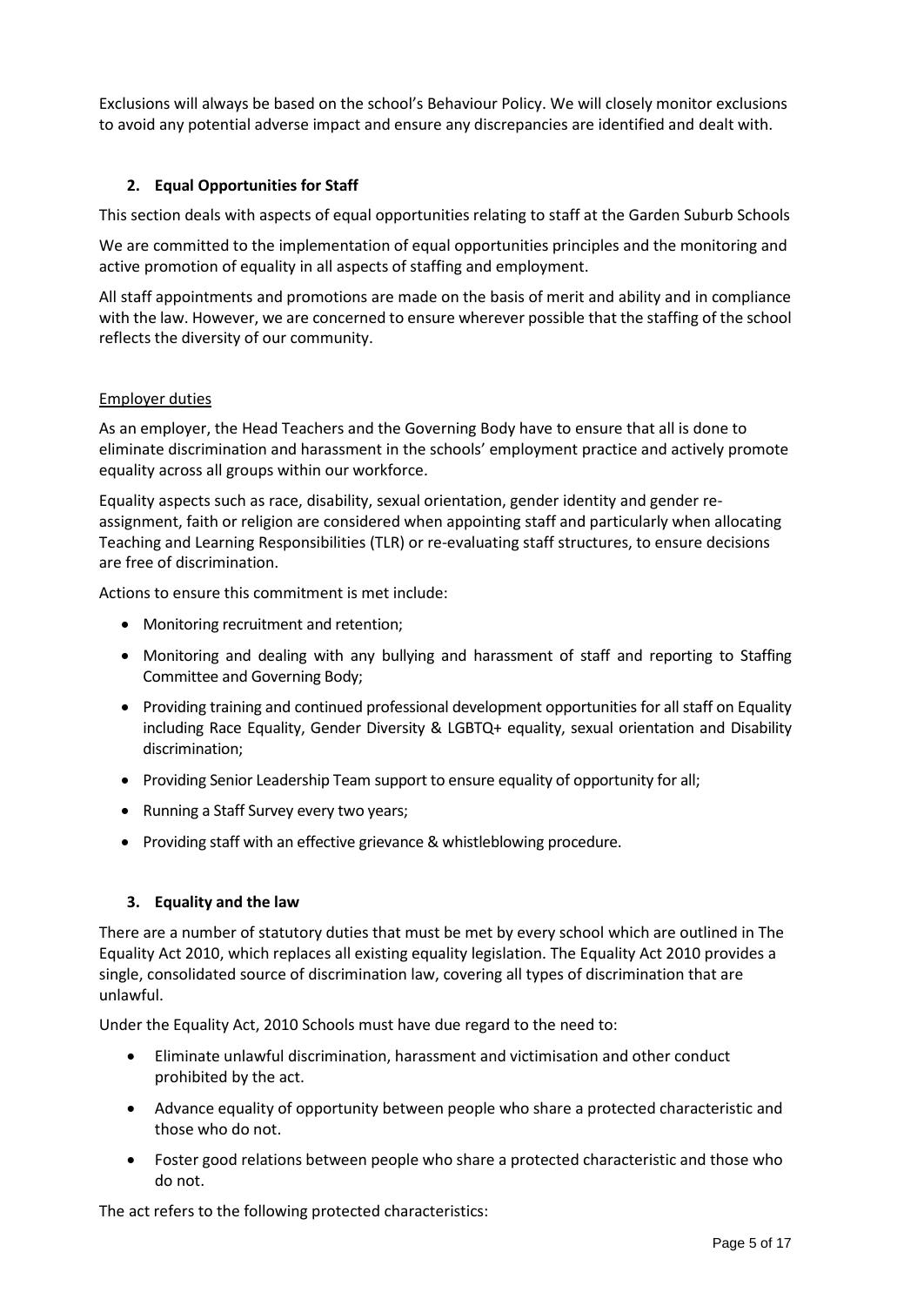Exclusions will always be based on the school's Behaviour Policy. We will closely monitor exclusions to avoid any potential adverse impact and ensure any discrepancies are identified and dealt with.

## 2. Equal Opportunities for Staff

This section deals with aspects of equal opportunities relating to staff at the Garden Suburb Schools

We are committed to the implementation of equal opportunities principles and the monitoring and active promotion of equality in all aspects of staffing and employment.

All staff appointments and promotions are made on the basis of merit and ability and in compliance with the law. However, we are concerned to ensure wherever possible that the staffing of the school reflects the diversity of our community.

### Employer duties

As an employer, the Head Teachers and the Governing Body have to ensure that all is done to eliminate discrimination and harassment in the schools' employment practice and actively promote equality across all groups within our workforce.

Equality aspects such as race, disability, sexual orientation, gender identity and gender re-assignment, faith or religion are considered when appointing staff and particularly when allocating Teaching and Learning Responsibilities (TLR) or re-evaluating staff structures, to ensure decisions are free of discrimination.

Actions to ensure this commitment is met include:

- Monitoring recruitment and retention;
- Monitoring and dealing with any bullying and harassment of staff and reporting to Staffing Committee and Governing Body;
- Providing training and continued professional development opportunities for all staff on Equality including Race Equality, Gender Diversity & LGBTQ+ equality, sexual orientation and Disability discrimination;
- Providing Senior Leadership Team support to ensure equality of opportunity for all;
- Running a Staff Survey every two years;
- Providing staff with an effective grievance & whistleblowing procedure.

## 3. Equality and the law

There are a number of statutory duties that must be met by every school which are outlined in The Equality Act 2010, which replaces all existing equality legislation. The Equality Act 2010 provides a single, consolidated source of discrimination law, covering all types of discrimination that are unlawful.

Under the Equality Act, 2010 Schools must have due regard to the need to:

- Eliminate unlawful discrimination, harassment and victimisation and other conduct prohibited by the act.
- Advance equality of opportunity between people who share a protected characteristic and those who do not.
- Foster good relations between people who share a protected characteristic and those who do not.

The act refers to the following protected characteristics: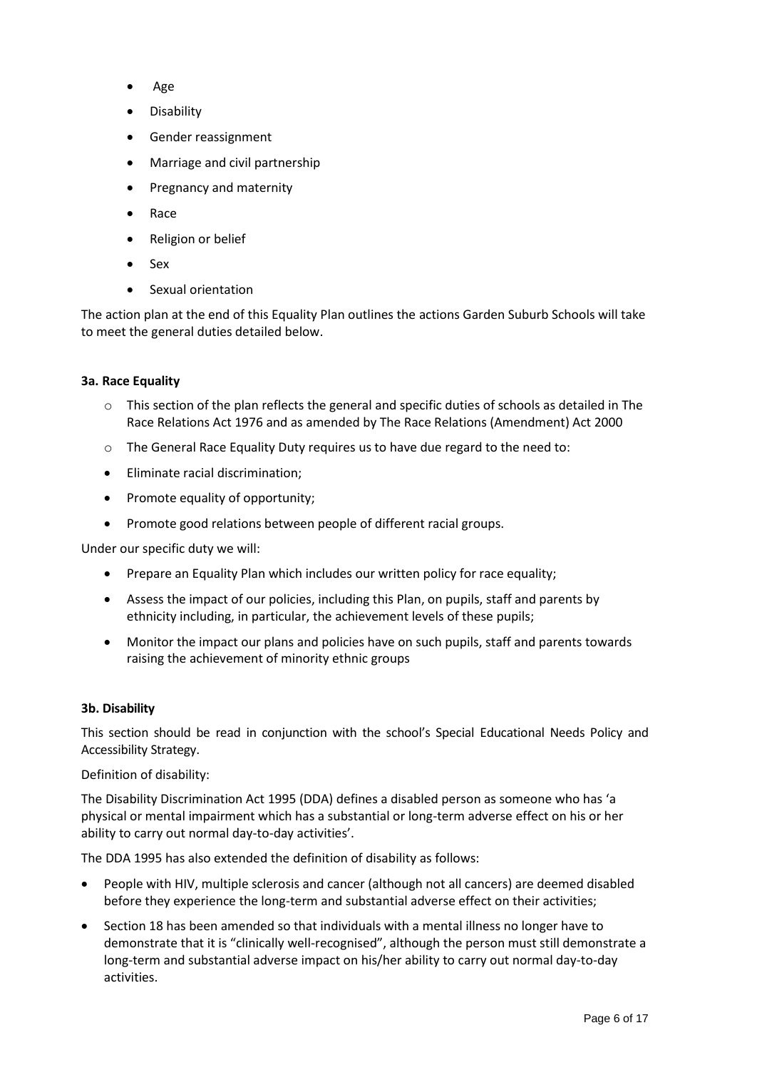- Age
- Disability
- Gender reassignment
- Marriage and civil partnership
- Pregnancy and maternity
- Race
- Religion or belief
- Sex
- Sexual orientation

The action plan at the end of this Equality Plan outlines the actions Garden Suburb Schools will take to meet the general duties detailed below.

**3a. Race Equality**

- This section of the plan reflects the general and specific duties of schools as detailed in The Race Relations Act 1976 and as amended by The Race Relations (Amendment) Act 2000
- The General Race Equality Duty requires us to have due regard to the need to:
- Eliminate racial discrimination;
- Promote equality of opportunity;
- Promote good relations between people of different racial groups.

Under our specific duty we will:

- Prepare an Equality Plan which includes our written policy for race equality;
- Assess the impact of our policies, including this Plan, on pupils, staff and parents by ethnicity including, in particular, the achievement levels of these pupils;
- Monitor the impact our plans and policies have on such pupils, staff and parents towards raising the achievement of minority ethnic groups

**3b. Disability**

This section should be read in conjunction with the school's Special Educational Needs Policy and Accessibility Strategy.

Definition of disability:

The Disability Discrimination Act 1995 (DDA) defines a disabled person as someone who has 'a physical or mental impairment which has a substantial or long-term adverse effect on his or her ability to carry out normal day-to-day activities'.

The DDA 1995 has also extended the definition of disability as follows:

- People with HIV, multiple sclerosis and cancer (although not all cancers) are deemed disabled before they experience the long-term and substantial adverse effect on their activities;
- Section 18 has been amended so that individuals with a mental illness no longer have to demonstrate that it is "clinically well-recognised", although the person must still demonstrate a long-term and substantial adverse impact on his/her ability to carry out normal day-to-day activities.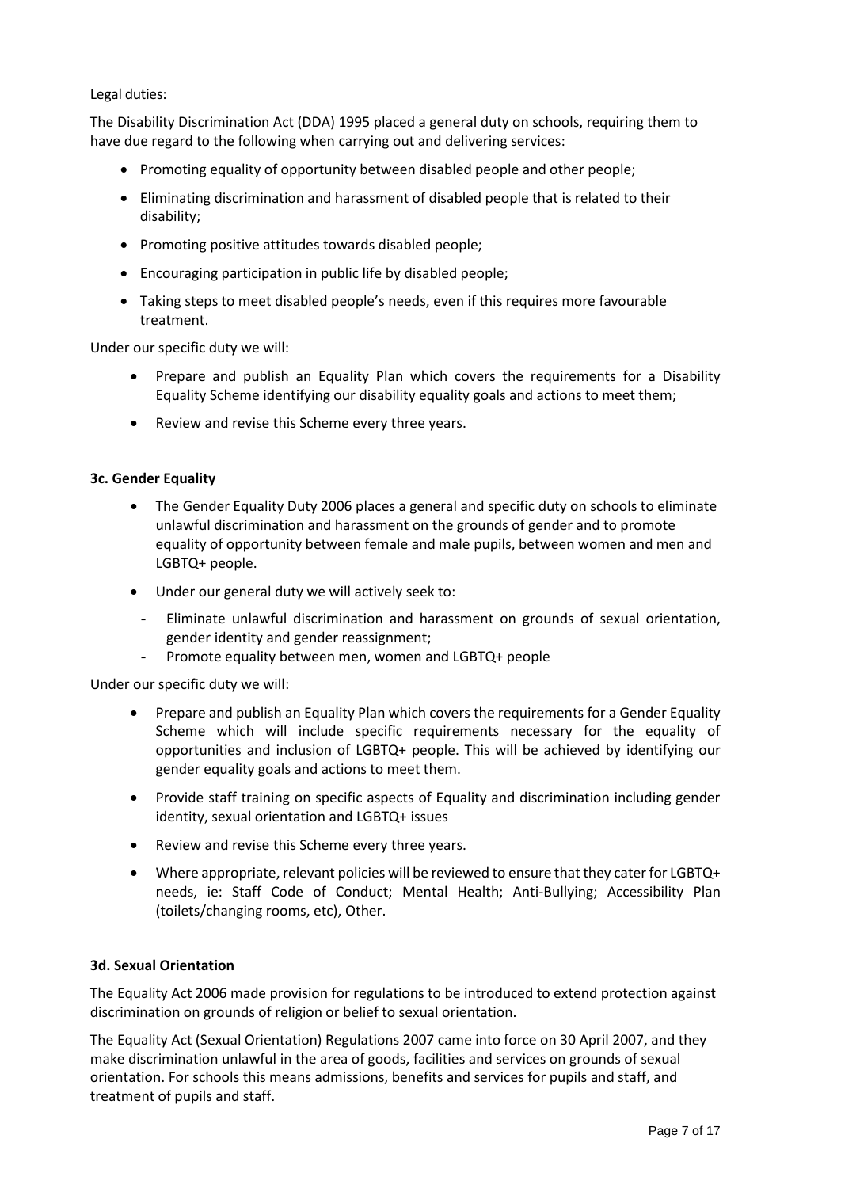Legal duties:

The Disability Discrimination Act (DDA) 1995 placed a general duty on schools, requiring them to have due regard to the following when carrying out and delivering services:

- Promoting equality of opportunity between disabled people and other people;
- Eliminating discrimination and harassment of disabled people that is related to their disability;
- Promoting positive attitudes towards disabled people;
- Encouraging participation in public life by disabled people;
- Taking steps to meet disabled people's needs, even if this requires more favourable treatment.

Under our specific duty we will:

- Prepare and publish an Equality Plan which covers the requirements for a Disability Equality Scheme identifying our disability equality goals and actions to meet them;
- Review and revise this Scheme every three years.

**3c. Gender Equality**

- The Gender Equality Duty 2006 places a general and specific duty on schools to eliminate unlawful discrimination and harassment on the grounds of gender and to promote equality of opportunity between female and male pupils, between women and men and LGBTQ+ people.
- Under our general duty we will actively seek to:
  - Eliminate unlawful discrimination and harassment on grounds of sexual orientation, gender identity and gender reassignment;
  - Promote equality between men, women and LGBTQ+ people

Under our specific duty we will:

- Prepare and publish an Equality Plan which covers the requirements for a Gender Equality Scheme which will include specific requirements necessary for the equality of opportunities and inclusion of LGBTQ+ people. This will be achieved by identifying our gender equality goals and actions to meet them.
- Provide staff training on specific aspects of Equality and discrimination including gender identity, sexual orientation and LGBTQ+ issues
- Review and revise this Scheme every three years.
- Where appropriate, relevant policies will be reviewed to ensure that they cater for LGBTQ+ needs, ie: Staff Code of Conduct; Mental Health; Anti-Bullying; Accessibility Plan (toilets/changing rooms, etc), Other.

**3d. Sexual Orientation**

The Equality Act 2006 made provision for regulations to be introduced to extend protection against discrimination on grounds of religion or belief to sexual orientation.

The Equality Act (Sexual Orientation) Regulations 2007 came into force on 30 April 2007, and they make discrimination unlawful in the area of goods, facilities and services on grounds of sexual orientation. For schools this means admissions, benefits and services for pupils and staff, and treatment of pupils and staff.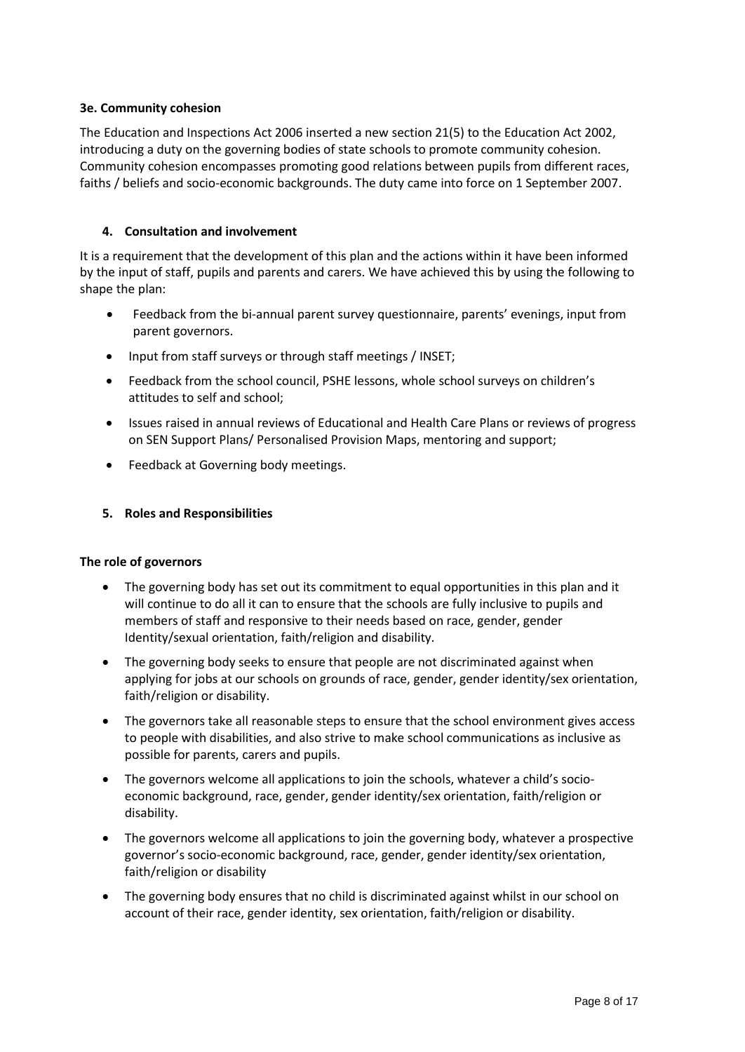### 3e. Community cohesion

The Education and Inspections Act 2006 inserted a new section 21(5) to the Education Act 2002, introducing a duty on the governing bodies of state schools to promote community cohesion. Community cohesion encompasses promoting good relations between pupils from different races, faiths / beliefs and socio-economic backgrounds. The duty came into force on 1 September 2007.

## 4. Consultation and involvement

It is a requirement that the development of this plan and the actions within it have been informed by the input of staff, pupils and parents and carers. We have achieved this by using the following to shape the plan:

- Feedback from the bi-annual parent survey questionnaire, parents' evenings, input from parent governors.
- Input from staff surveys or through staff meetings / INSET;
- Feedback from the school council, PSHE lessons, whole school surveys on children's attitudes to self and school;
- Issues raised in annual reviews of Educational and Health Care Plans or reviews of progress on SEN Support Plans/ Personalised Provision Maps, mentoring and support;
- Feedback at Governing body meetings.

## 5. Roles and Responsibilities

### The role of governors

- The governing body has set out its commitment to equal opportunities in this plan and it will continue to do all it can to ensure that the schools are fully inclusive to pupils and members of staff and responsive to their needs based on race, gender, gender Identity/sexual orientation, faith/religion and disability.
- The governing body seeks to ensure that people are not discriminated against when applying for jobs at our schools on grounds of race, gender, gender identity/sex orientation, faith/religion or disability.
- The governors take all reasonable steps to ensure that the school environment gives access to people with disabilities, and also strive to make school communications as inclusive as possible for parents, carers and pupils.
- The governors welcome all applications to join the schools, whatever a child's socio-economic background, race, gender, gender identity/sex orientation, faith/religion or disability.
- The governors welcome all applications to join the governing body, whatever a prospective governor's socio-economic background, race, gender, gender identity/sex orientation, faith/religion or disability
- The governing body ensures that no child is discriminated against whilst in our school on account of their race, gender identity, sex orientation, faith/religion or disability.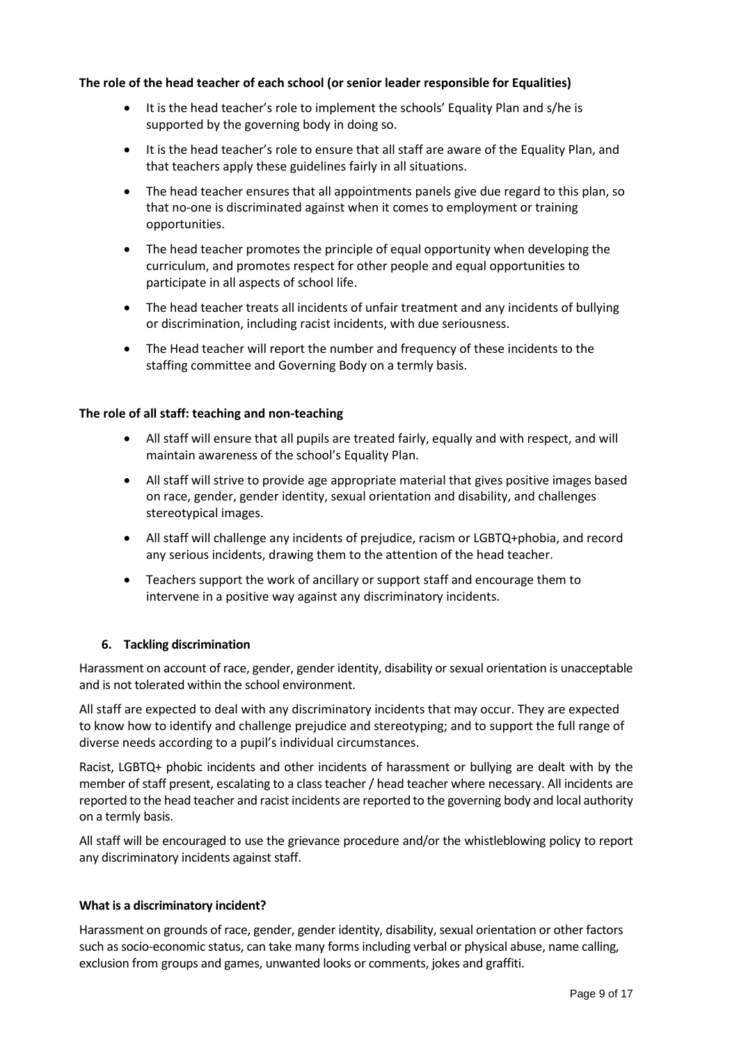**The role of the head teacher of each school (or senior leader responsible for Equalities)**

- It is the head teacher's role to implement the schools' Equality Plan and s/he is supported by the governing body in doing so.
- It is the head teacher's role to ensure that all staff are aware of the Equality Plan, and that teachers apply these guidelines fairly in all situations.
- The head teacher ensures that all appointments panels give due regard to this plan, so that no-one is discriminated against when it comes to employment or training opportunities.
- The head teacher promotes the principle of equal opportunity when developing the curriculum, and promotes respect for other people and equal opportunities to participate in all aspects of school life.
- The head teacher treats all incidents of unfair treatment and any incidents of bullying or discrimination, including racist incidents, with due seriousness.
- The Head teacher will report the number and frequency of these incidents to the staffing committee and Governing Body on a termly basis.

**The role of all staff: teaching and non-teaching**

- All staff will ensure that all pupils are treated fairly, equally and with respect, and will maintain awareness of the school's Equality Plan.
- All staff will strive to provide age appropriate material that gives positive images based on race, gender, gender identity, sexual orientation and disability, and challenges stereotypical images.
- All staff will challenge any incidents of prejudice, racism or LGBTQ+phobia, and record any serious incidents, drawing them to the attention of the head teacher.
- Teachers support the work of ancillary or support staff and encourage them to intervene in a positive way against any discriminatory incidents.

## 6. Tackling discrimination

Harassment on account of race, gender, gender identity, disability or sexual orientation is unacceptable and is not tolerated within the school environment.

All staff are expected to deal with any discriminatory incidents that may occur. They are expected to know how to identify and challenge prejudice and stereotyping; and to support the full range of diverse needs according to a pupil's individual circumstances.

Racist, LGBTQ+ phobic incidents and other incidents of harassment or bullying are dealt with by the member of staff present, escalating to a class teacher / head teacher where necessary. All incidents are reported to the head teacher and racist incidents are reported to the governing body and local authority on a termly basis.

All staff will be encouraged to use the grievance procedure and/or the whistleblowing policy to report any discriminatory incidents against staff.

**What is a discriminatory incident?**

Harassment on grounds of race, gender, gender identity, disability, sexual orientation or other factors such as socio-economic status, can take many forms including verbal or physical abuse, name calling, exclusion from groups and games, unwanted looks or comments, jokes and graffiti.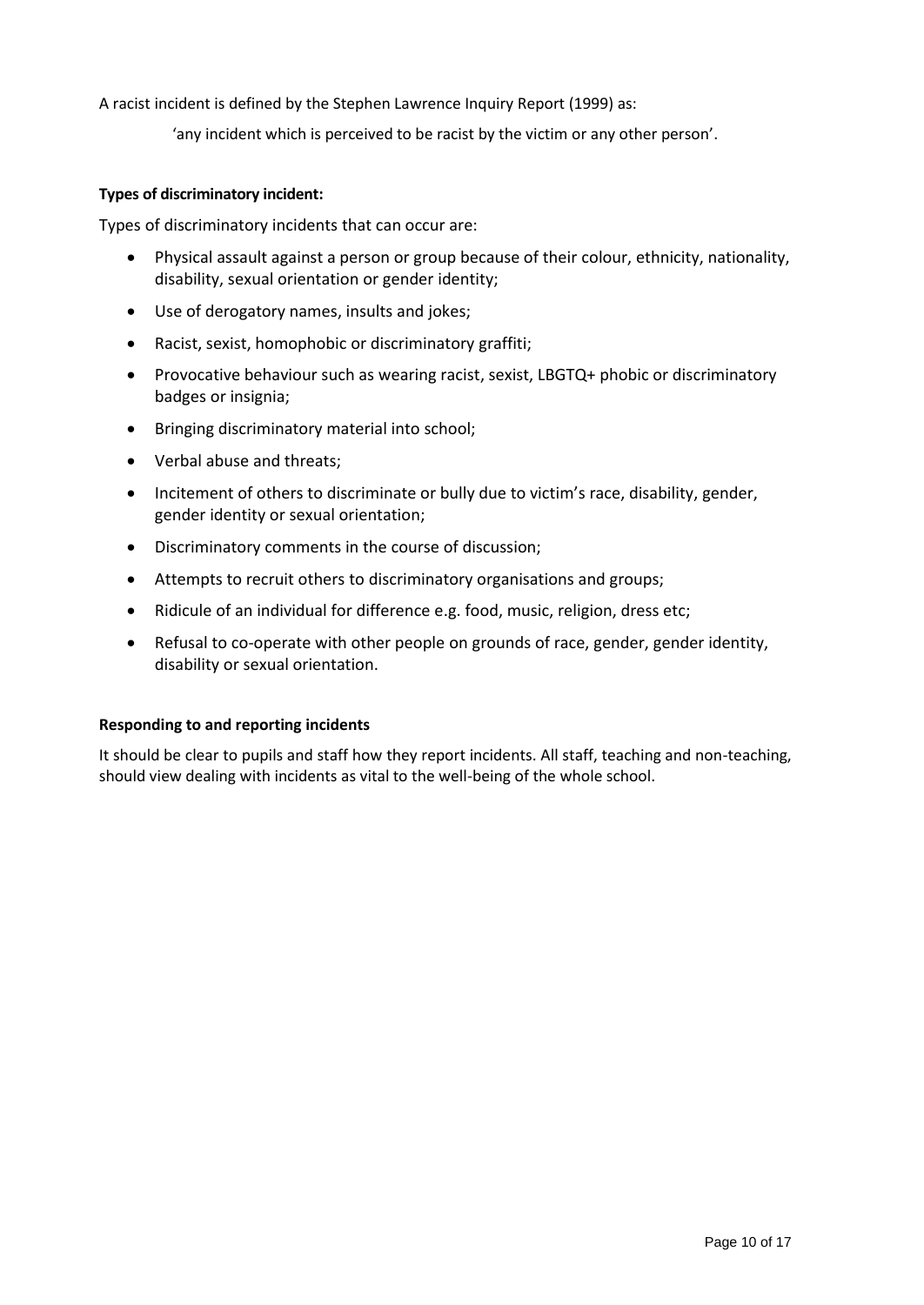A racist incident is defined by the Stephen Lawrence Inquiry Report (1999) as:

> 'any incident which is perceived to be racist by the victim or any other person'.

**Types of discriminatory incident:**

Types of discriminatory incidents that can occur are:

- Physical assault against a person or group because of their colour, ethnicity, nationality, disability, sexual orientation or gender identity;
- Use of derogatory names, insults and jokes;
- Racist, sexist, homophobic or discriminatory graffiti;
- Provocative behaviour such as wearing racist, sexist, LBGTQ+ phobic or discriminatory badges or insignia;
- Bringing discriminatory material into school;
- Verbal abuse and threats;
- Incitement of others to discriminate or bully due to victim's race, disability, gender, gender identity or sexual orientation;
- Discriminatory comments in the course of discussion;
- Attempts to recruit others to discriminatory organisations and groups;
- Ridicule of an individual for difference e.g. food, music, religion, dress etc;
- Refusal to co-operate with other people on grounds of race, gender, gender identity, disability or sexual orientation.

**Responding to and reporting incidents**

It should be clear to pupils and staff how they report incidents. All staff, teaching and non-teaching, should view dealing with incidents as vital to the well-being of the whole school.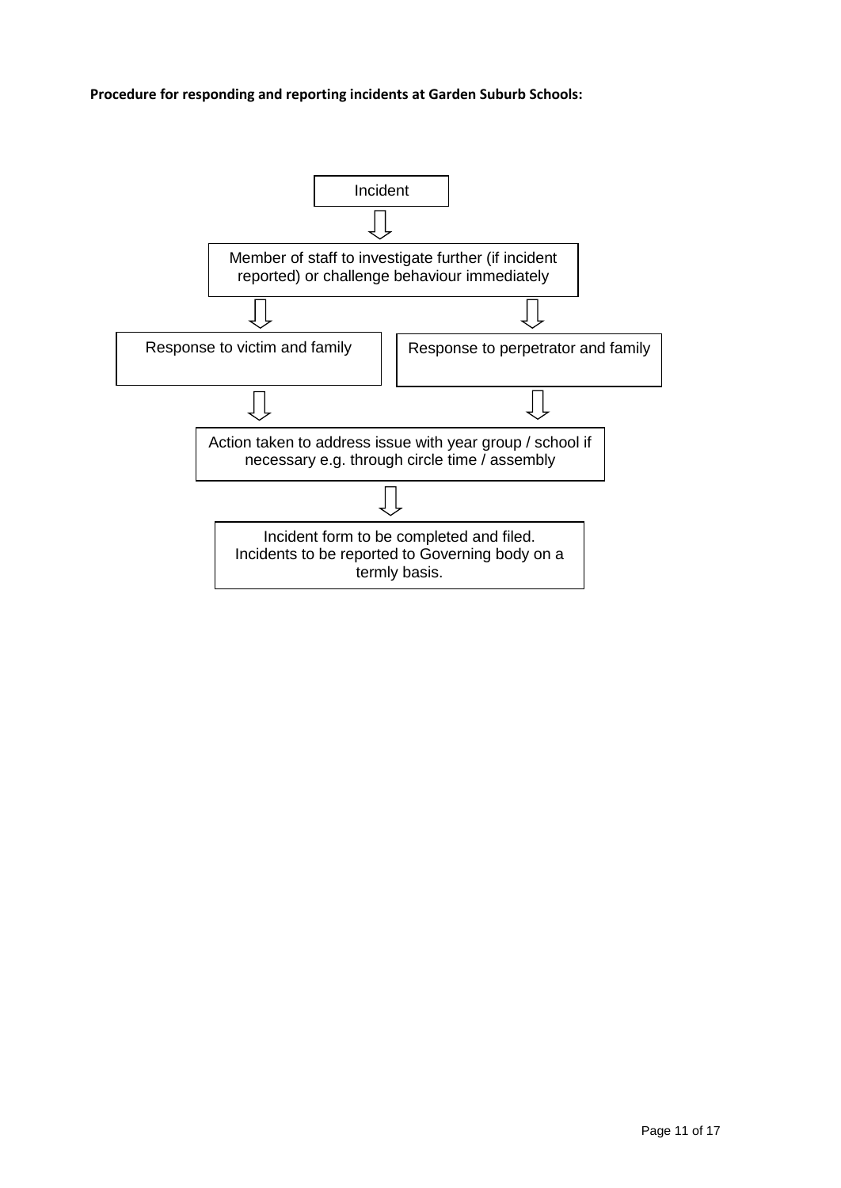**Procedure for responding and reporting incidents at Garden Suburb Schools:**

Incident

⇩

Member of staff to investigate further (if incident reported) or challenge behaviour immediately

⇩ ⇩

Response to victim and family | Response to perpetrator and family

⇩ ⇩

Action taken to address issue with year group / school if necessary e.g. through circle time / assembly

⇩

Incident form to be completed and filed.
Incidents to be reported to Governing body on a termly basis.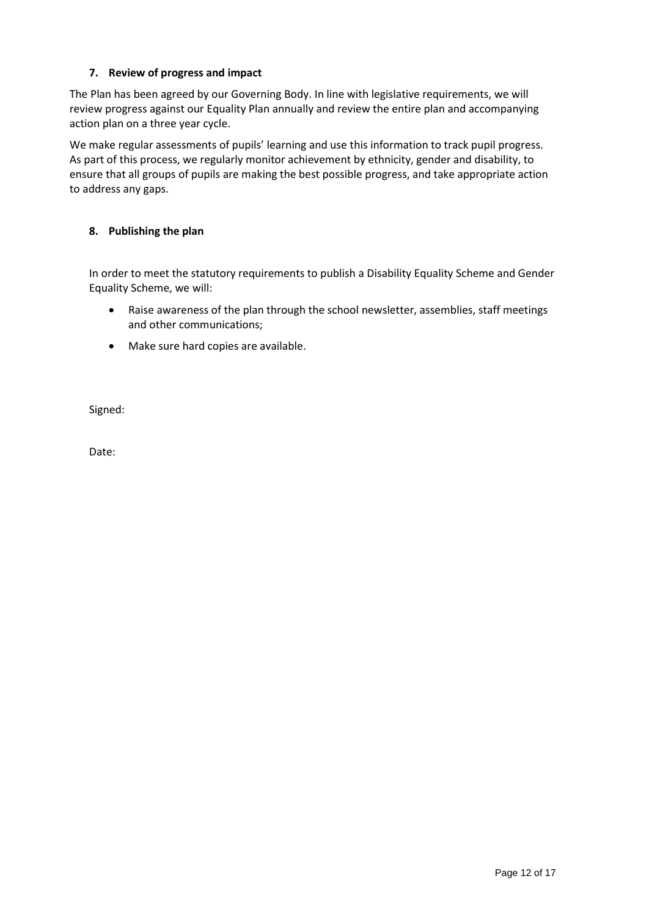## 7. Review of progress and impact

The Plan has been agreed by our Governing Body. In line with legislative requirements, we will review progress against our Equality Plan annually and review the entire plan and accompanying action plan on a three year cycle.

We make regular assessments of pupils' learning and use this information to track pupil progress. As part of this process, we regularly monitor achievement by ethnicity, gender and disability, to ensure that all groups of pupils are making the best possible progress, and take appropriate action to address any gaps.

## 8. Publishing the plan

In order to meet the statutory requirements to publish a Disability Equality Scheme and Gender Equality Scheme, we will:

- Raise awareness of the plan through the school newsletter, assemblies, staff meetings and other communications;
- Make sure hard copies are available.

Signed:

Date: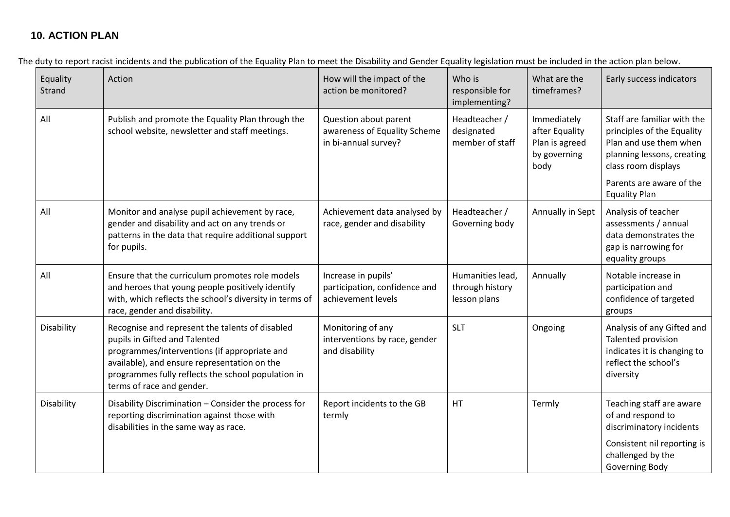## 10. ACTION PLAN

The duty to report racist incidents and the publication of the Equality Plan to meet the Disability and Gender Equality legislation must be included in the action plan below.

| Equality Strand | Action | How will the impact of the action be monitored? | Who is responsible for implementing? | What are the timeframes? | Early success indicators |
|---|---|---|---|---|---|
| All | Publish and promote the Equality Plan through the school website, newsletter and staff meetings. | Question about parent awareness of Equality Scheme in bi-annual survey? | Headteacher / designated member of staff | Immediately after Equality Plan is agreed by governing body | Staff are familiar with the principles of the Equality Plan and use them when planning lessons, creating class room displays<br><br>Parents are aware of the Equality Plan |
| All | Monitor and analyse pupil achievement by race, gender and disability and act on any trends or patterns in the data that require additional support for pupils. | Achievement data analysed by race, gender and disability | Headteacher / Governing body | Annually in Sept | Analysis of teacher assessments / annual data demonstrates the gap is narrowing for equality groups |
| All | Ensure that the curriculum promotes role models and heroes that young people positively identify with, which reflects the school's diversity in terms of race, gender and disability. | Increase in pupils' participation, confidence and achievement levels | Humanities lead, through history lesson plans | Annually | Notable increase in participation and confidence of targeted groups |
| Disability | Recognise and represent the talents of disabled pupils in Gifted and Talented programmes/interventions (if appropriate and available), and ensure representation on the programmes fully reflects the school population in terms of race and gender. | Monitoring of any interventions by race, gender and disability | SLT | Ongoing | Analysis of any Gifted and Talented provision indicates it is changing to reflect the school's diversity |
| Disability | Disability Discrimination – Consider the process for reporting discrimination against those with disabilities in the same way as race. | Report incidents to the GB termly | HT | Termly | Teaching staff are aware of and respond to discriminatory incidents<br><br>Consistent nil reporting is challenged by the Governing Body |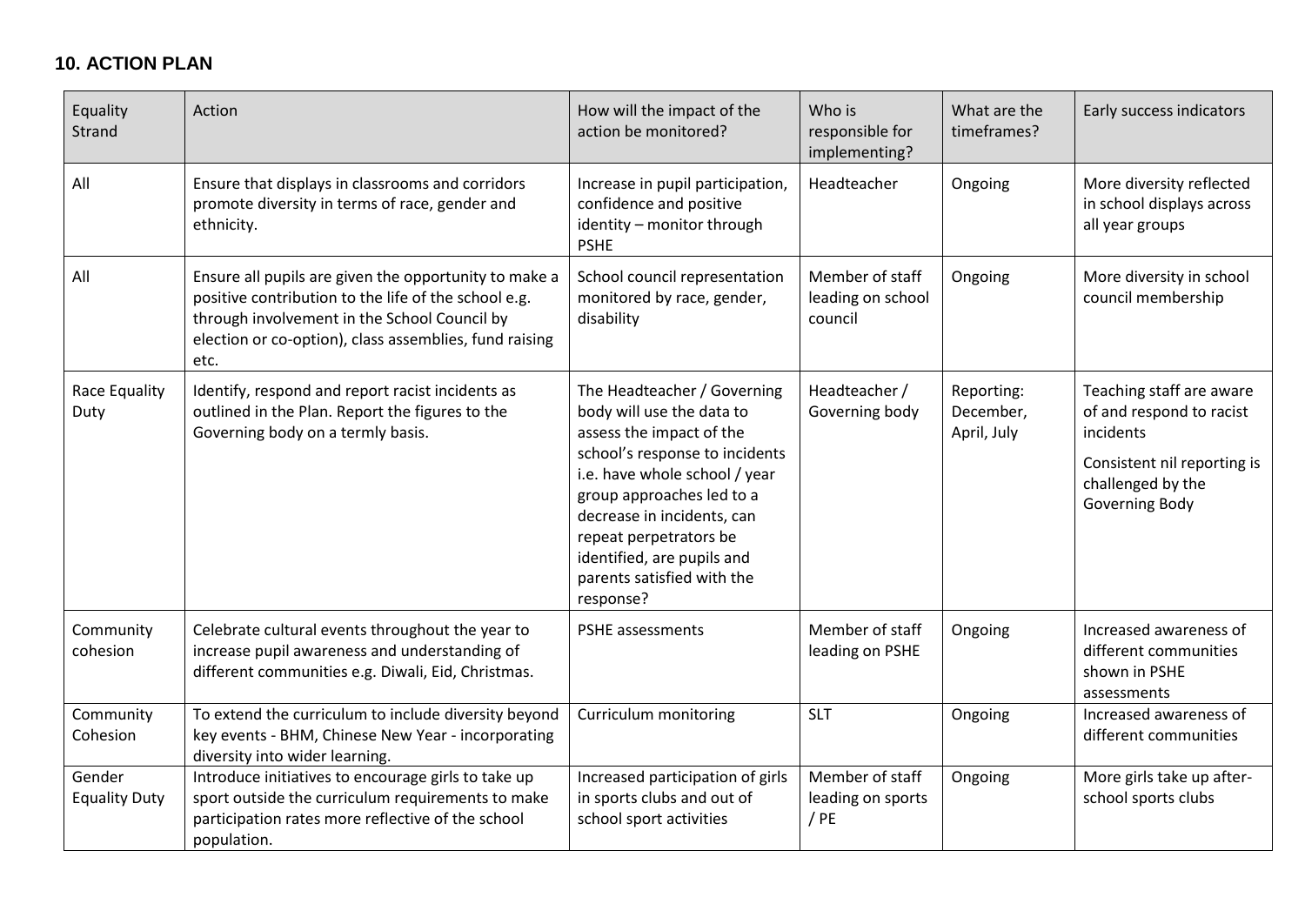## 10. ACTION PLAN

| Equality Strand | Action | How will the impact of the action be monitored? | Who is responsible for implementing? | What are the timeframes? | Early success indicators |
|---|---|---|---|---|---|
| All | Ensure that displays in classrooms and corridors promote diversity in terms of race, gender and ethnicity. | Increase in pupil participation, confidence and positive identity – monitor through PSHE | Headteacher | Ongoing | More diversity reflected in school displays across all year groups |
| All | Ensure all pupils are given the opportunity to make a positive contribution to the life of the school e.g. through involvement in the School Council by election or co-option), class assemblies, fund raising etc. | School council representation monitored by race, gender, disability | Member of staff leading on school council | Ongoing | More diversity in school council membership |
| Race Equality Duty | Identify, respond and report racist incidents as outlined in the Plan. Report the figures to the Governing body on a termly basis. | The Headteacher / Governing body will use the data to assess the impact of the school's response to incidents i.e. have whole school / year group approaches led to a decrease in incidents, can repeat perpetrators be identified, are pupils and parents satisfied with the response? | Headteacher / Governing body | Reporting: December, April, July | Teaching staff are aware of and respond to racist incidents<br><br>Consistent nil reporting is challenged by the Governing Body |
| Community cohesion | Celebrate cultural events throughout the year to increase pupil awareness and understanding of different communities e.g. Diwali, Eid, Christmas. | PSHE assessments | Member of staff leading on PSHE | Ongoing | Increased awareness of different communities shown in PSHE assessments |
| Community Cohesion | To extend the curriculum to include diversity beyond key events - BHM, Chinese New Year - incorporating diversity into wider learning. | Curriculum monitoring | SLT | Ongoing | Increased awareness of different communities |
| Gender Equality Duty | Introduce initiatives to encourage girls to take up sport outside the curriculum requirements to make participation rates more reflective of the school population. | Increased participation of girls in sports clubs and out of school sport activities | Member of staff leading on sports / PE | Ongoing | More girls take up after-school sports clubs |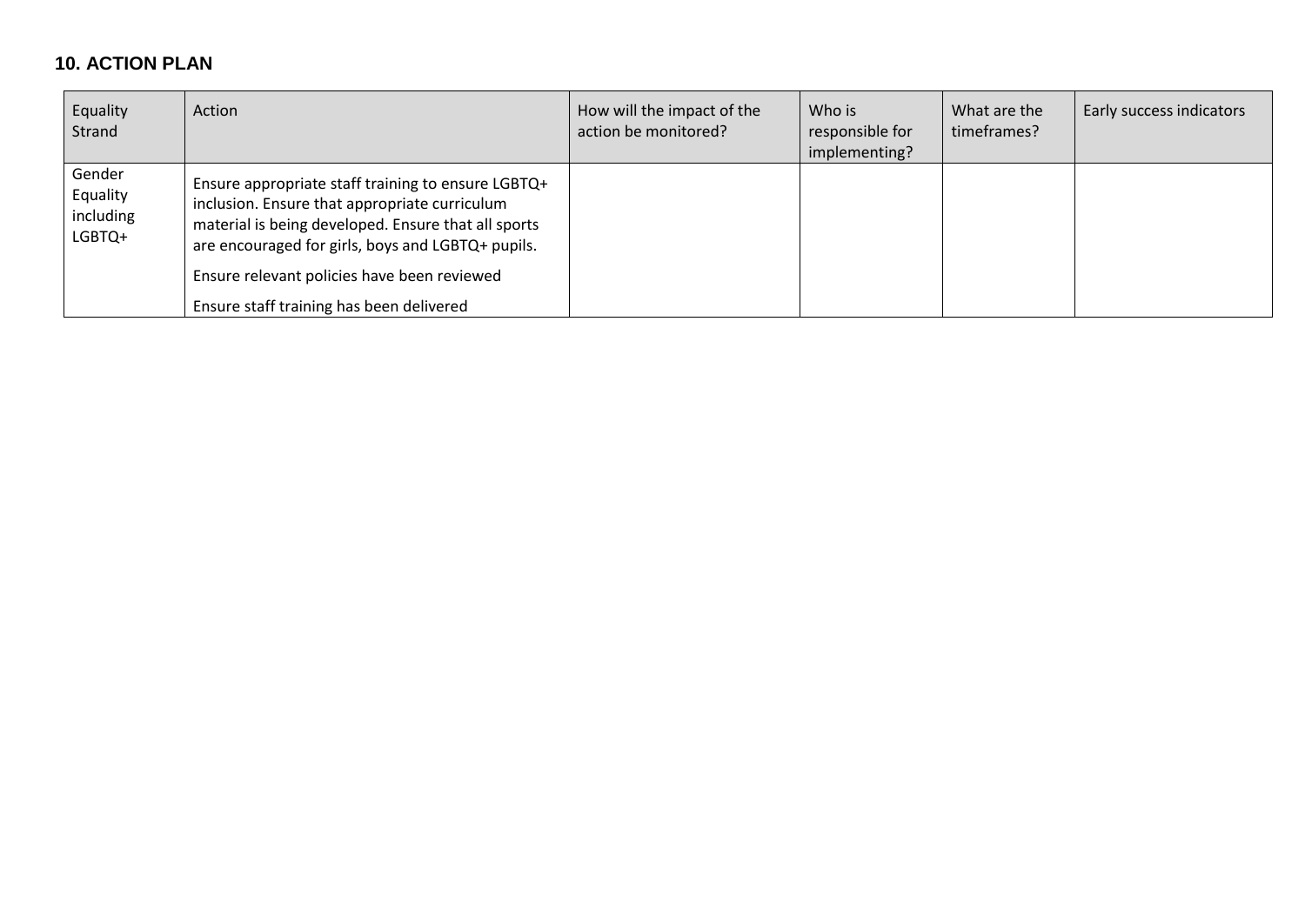## 10. ACTION PLAN

| Equality Strand | Action | How will the impact of the action be monitored? | Who is responsible for implementing? | What are the timeframes? | Early success indicators |
|---|---|---|---|---|---|
| Gender Equality including LGBTQ+ | Ensure appropriate staff training to ensure LGBTQ+ inclusion. Ensure that appropriate curriculum material is being developed. Ensure that all sports are encouraged for girls, boys and LGBTQ+ pupils.<br><br>Ensure relevant policies have been reviewed<br><br>Ensure staff training has been delivered | | | | |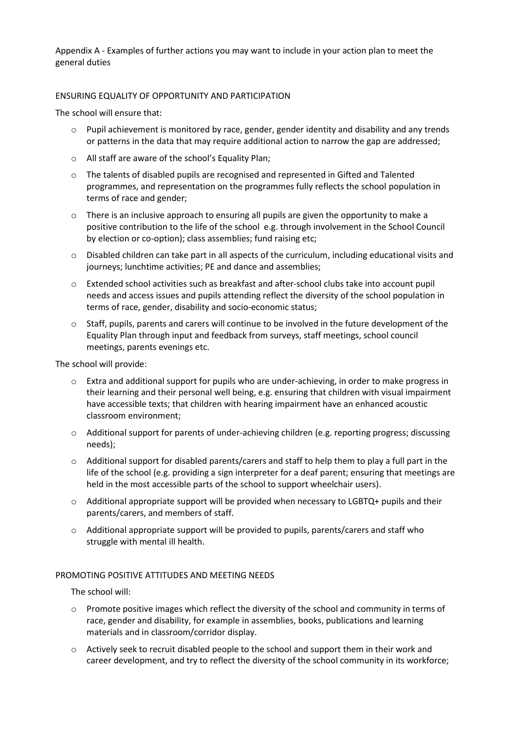Appendix A - Examples of further actions you may want to include in your action plan to meet the general duties

## ENSURING EQUALITY OF OPPORTUNITY AND PARTICIPATION

The school will ensure that:

- Pupil achievement is monitored by race, gender, gender identity and disability and any trends or patterns in the data that may require additional action to narrow the gap are addressed;
- All staff are aware of the school's Equality Plan;
- The talents of disabled pupils are recognised and represented in Gifted and Talented programmes, and representation on the programmes fully reflects the school population in terms of race and gender;
- There is an inclusive approach to ensuring all pupils are given the opportunity to make a positive contribution to the life of the school e.g. through involvement in the School Council by election or co-option); class assemblies; fund raising etc;
- Disabled children can take part in all aspects of the curriculum, including educational visits and journeys; lunchtime activities; PE and dance and assemblies;
- Extended school activities such as breakfast and after-school clubs take into account pupil needs and access issues and pupils attending reflect the diversity of the school population in terms of race, gender, disability and socio-economic status;
- Staff, pupils, parents and carers will continue to be involved in the future development of the Equality Plan through input and feedback from surveys, staff meetings, school council meetings, parents evenings etc.

The school will provide:

- Extra and additional support for pupils who are under-achieving, in order to make progress in their learning and their personal well being, e.g. ensuring that children with visual impairment have accessible texts; that children with hearing impairment have an enhanced acoustic classroom environment;
- Additional support for parents of under-achieving children (e.g. reporting progress; discussing needs);
- Additional support for disabled parents/carers and staff to help them to play a full part in the life of the school (e.g. providing a sign interpreter for a deaf parent; ensuring that meetings are held in the most accessible parts of the school to support wheelchair users).
- Additional appropriate support will be provided when necessary to LGBTQ+ pupils and their parents/carers, and members of staff.
- Additional appropriate support will be provided to pupils, parents/carers and staff who struggle with mental ill health.

## PROMOTING POSITIVE ATTITUDES AND MEETING NEEDS

The school will:

- Promote positive images which reflect the diversity of the school and community in terms of race, gender and disability, for example in assemblies, books, publications and learning materials and in classroom/corridor display.
- Actively seek to recruit disabled people to the school and support them in their work and career development, and try to reflect the diversity of the school community in its workforce;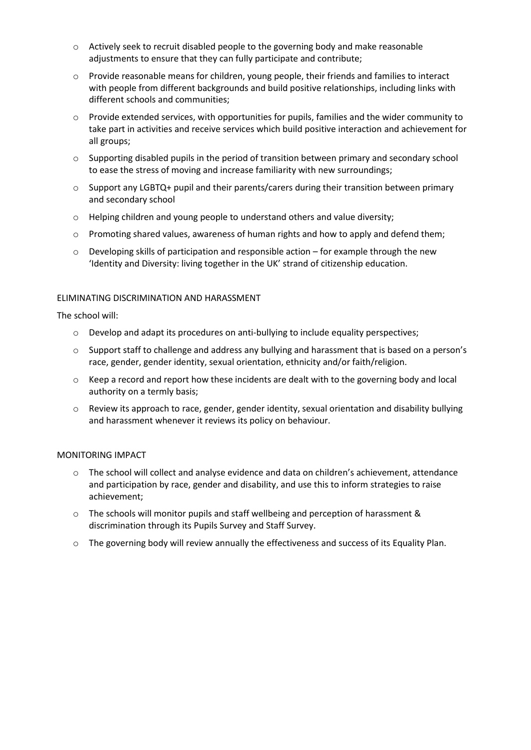- Actively seek to recruit disabled people to the governing body and make reasonable adjustments to ensure that they can fully participate and contribute;
- Provide reasonable means for children, young people, their friends and families to interact with people from different backgrounds and build positive relationships, including links with different schools and communities;
- Provide extended services, with opportunities for pupils, families and the wider community to take part in activities and receive services which build positive interaction and achievement for all groups;
- Supporting disabled pupils in the period of transition between primary and secondary school to ease the stress of moving and increase familiarity with new surroundings;
- Support any LGBTQ+ pupil and their parents/carers during their transition between primary and secondary school
- Helping children and young people to understand others and value diversity;
- Promoting shared values, awareness of human rights and how to apply and defend them;
- Developing skills of participation and responsible action – for example through the new 'Identity and Diversity: living together in the UK' strand of citizenship education.

ELIMINATING DISCRIMINATION AND HARASSMENT

The school will:

- Develop and adapt its procedures on anti-bullying to include equality perspectives;
- Support staff to challenge and address any bullying and harassment that is based on a person's race, gender, gender identity, sexual orientation, ethnicity and/or faith/religion.
- Keep a record and report how these incidents are dealt with to the governing body and local authority on a termly basis;
- Review its approach to race, gender, gender identity, sexual orientation and disability bullying and harassment whenever it reviews its policy on behaviour.

MONITORING IMPACT

- The school will collect and analyse evidence and data on children's achievement, attendance and participation by race, gender and disability, and use this to inform strategies to raise achievement;
- The schools will monitor pupils and staff wellbeing and perception of harassment & discrimination through its Pupils Survey and Staff Survey.
- The governing body will review annually the effectiveness and success of its Equality Plan.